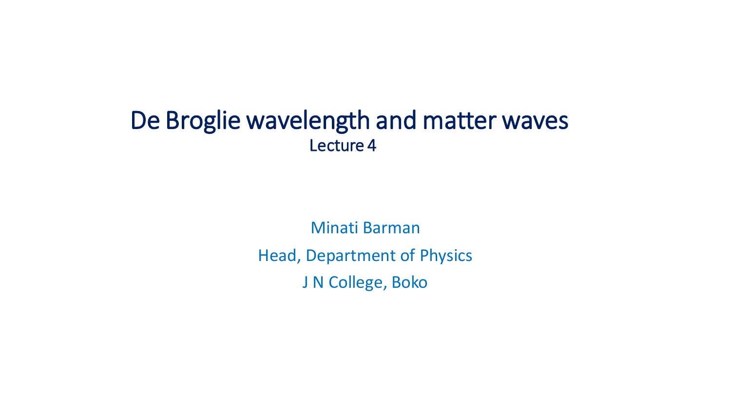# De Broglie wavelength and matter waves

Lecture 4

Minati Barman

Head, Department of Physics

J N College, Boko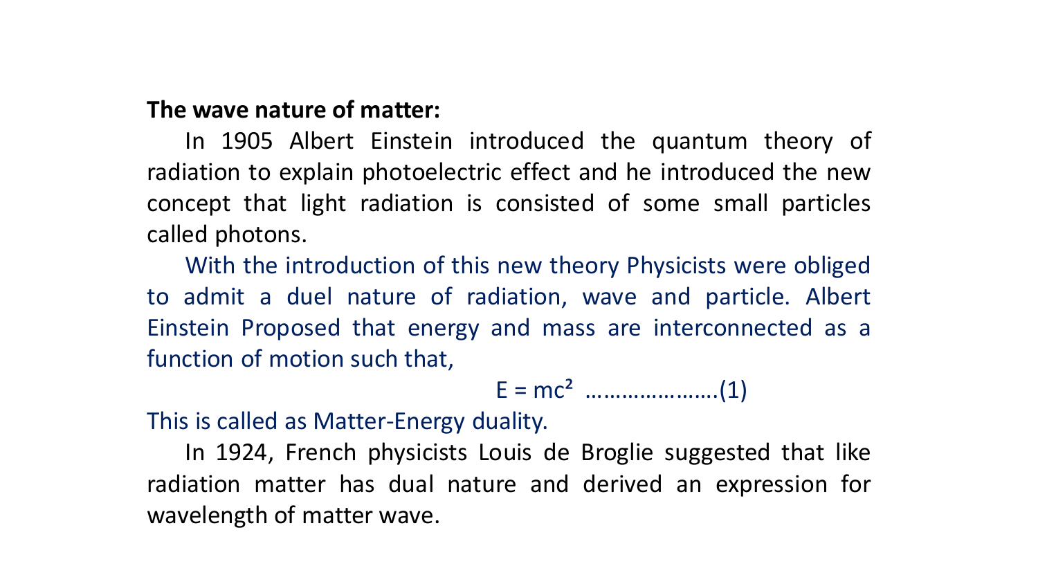**The wave nature of matter:**

In 1905 Albert Einstein introduced the quantum theory of radiation to explain photoelectric effect and he introduced the new concept that light radiation is consisted of some small particles called photons.

With the introduction of this new theory Physicists were obliged to admit a duel nature of radiation, wave and particle. Albert Einstein Proposed that energy and mass are interconnected as a function of motion such that,

$$E = mc^2 \quad \text{………………….(1)}$$

This is called as Matter-Energy duality.

In 1924, French physicists Louis de Broglie suggested that like radiation matter has dual nature and derived an expression for wavelength of matter wave.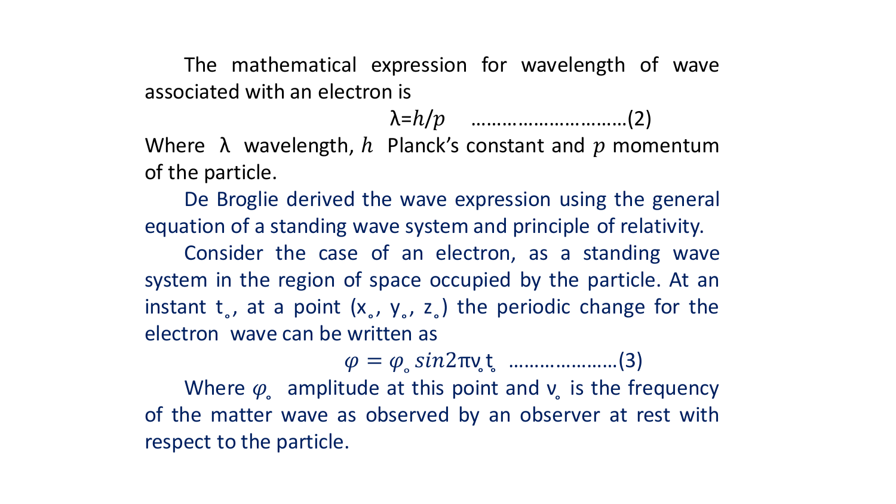The mathematical expression for wavelength of wave associated with an electron is

$$\lambda = h/p \quad \text{..............................(2)}$$

Where $\lambda$ wavelength, $h$ Planck's constant and $p$ momentum of the particle.

De Broglie derived the wave expression using the general equation of a standing wave system and principle of relativity.

Consider the case of an electron, as a standing wave system in the region of space occupied by the particle. At an instant $t_{\circ}$, at a point ($x_{\circ}$, $y_{\circ}$, $z_{\circ}$) the periodic change for the electron wave can be written as

$$\varphi = \varphi_{\circ} \sin 2\pi \nu_{\circ} t_{\circ} \quad \text{.....................(3)}$$

Where $\varphi_{\circ}$ amplitude at this point and $\nu_{\circ}$ is the frequency of the matter wave as observed by an observer at rest with respect to the particle.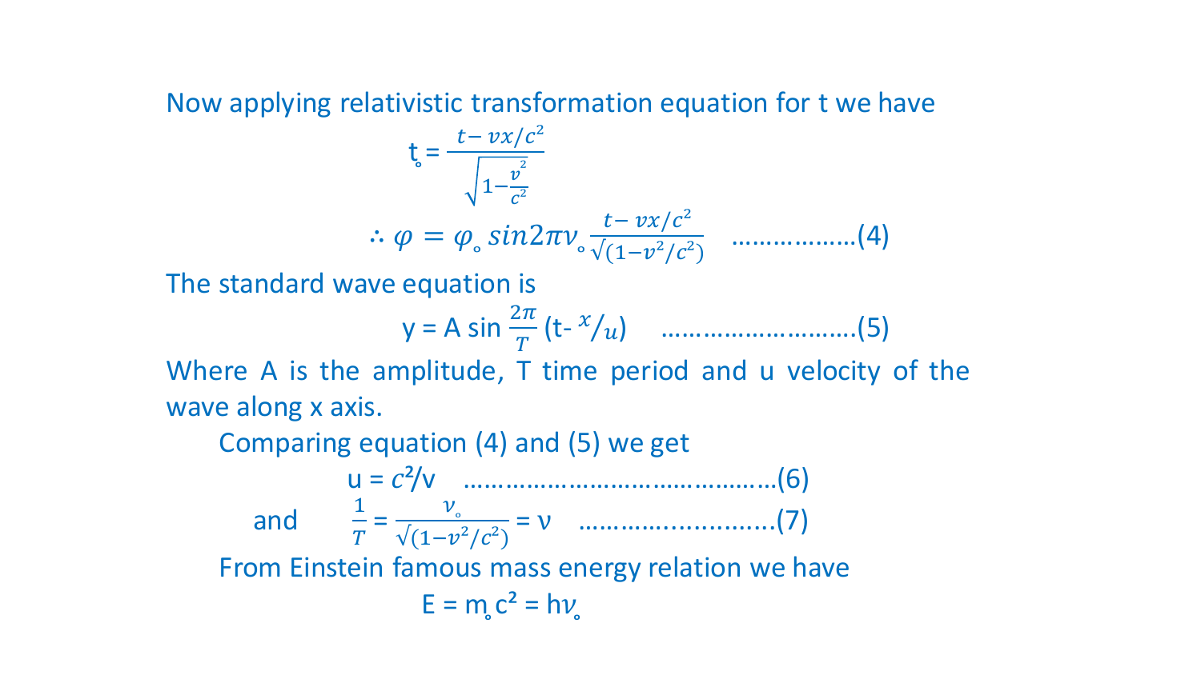Now applying relativistic transformation equation for t we have

$$t_{\circ} = \frac{t - vx/c^2}{\sqrt{1 - \frac{v^2}{c^2}}}$$

$$\therefore \varphi = \varphi_{\circ} \sin 2\pi \nu_{\circ} \frac{t - vx/c^2}{\sqrt{(1 - v^2/c^2)}} \quad \text{..................(4)}$$

The standard wave equation is

$$y = A \sin \frac{2\pi}{T} (t - {x}/{u}) \quad \text{..........................(5)}$$

Where A is the amplitude, T time period and u velocity of the wave along x axis.

Comparing equation (4) and (5) we get

$$u = c^2/v \quad \text{..........................................(6)}$$

and $$\frac{1}{T} = \frac{\nu_{\circ}}{\sqrt{(1 - v^2/c^2)}} = \nu \quad \text{..........................(7)}$$

From Einstein famous mass energy relation we have

$$E = m_{\circ} c^2 = h\nu_{\circ}$$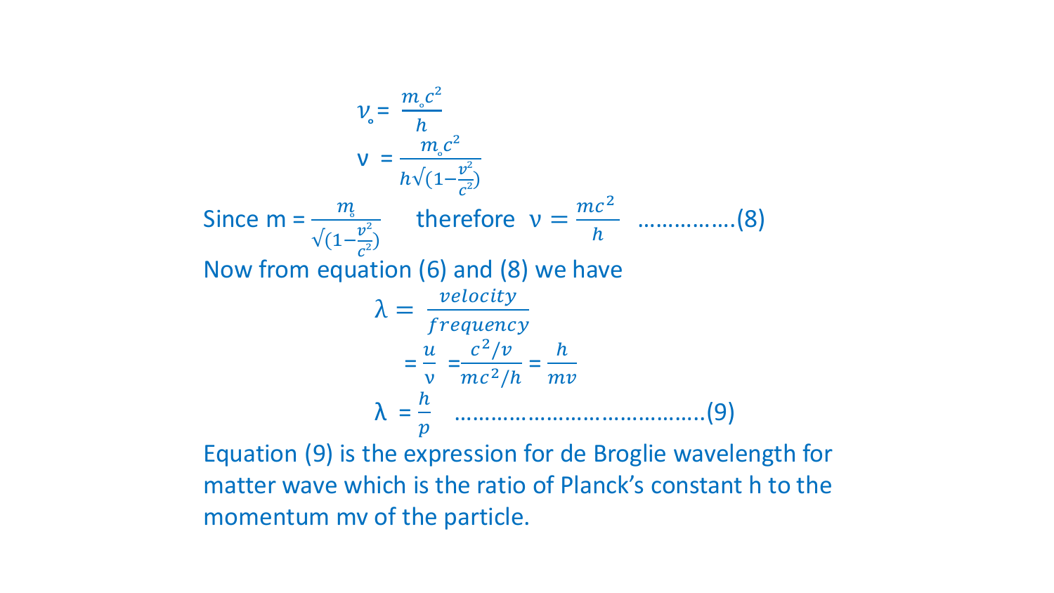$$\nu_{\circ} = \frac{m_{\circ}c^2}{h}$$

$$\nu = \frac{m_{\circ}c^2}{h\sqrt{(1-\frac{v^2}{c^2})}}$$

Since $m = \frac{m_{\circ}}{\sqrt{(1-\frac{v^2}{c^2})}}$ therefore $\nu = \frac{mc^2}{h}$ …………….(8)

Now from equation (6) and (8) we have

$$\lambda = \frac{velocity}{frequency}$$

$$= \frac{u}{\nu} = \frac{c^2/v}{mc^2/h} = \frac{h}{mv}$$

$$\lambda = \frac{h}{p} \quad \text{…………………………………..(9)}$$

Equation (9) is the expression for de Broglie wavelength for matter wave which is the ratio of Planck's constant h to the momentum mv of the particle.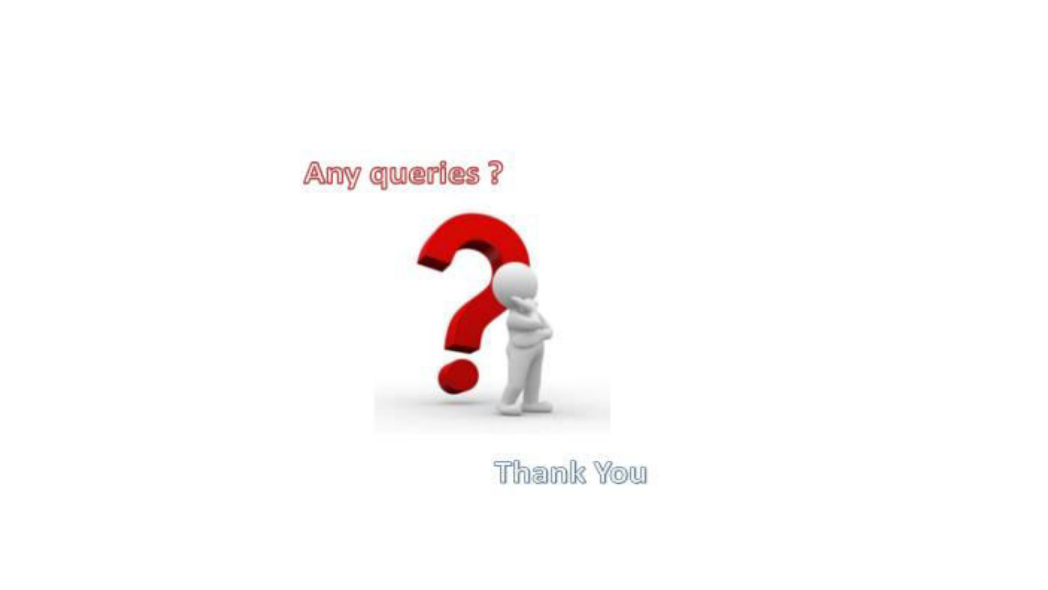Any queries ?

Thank You